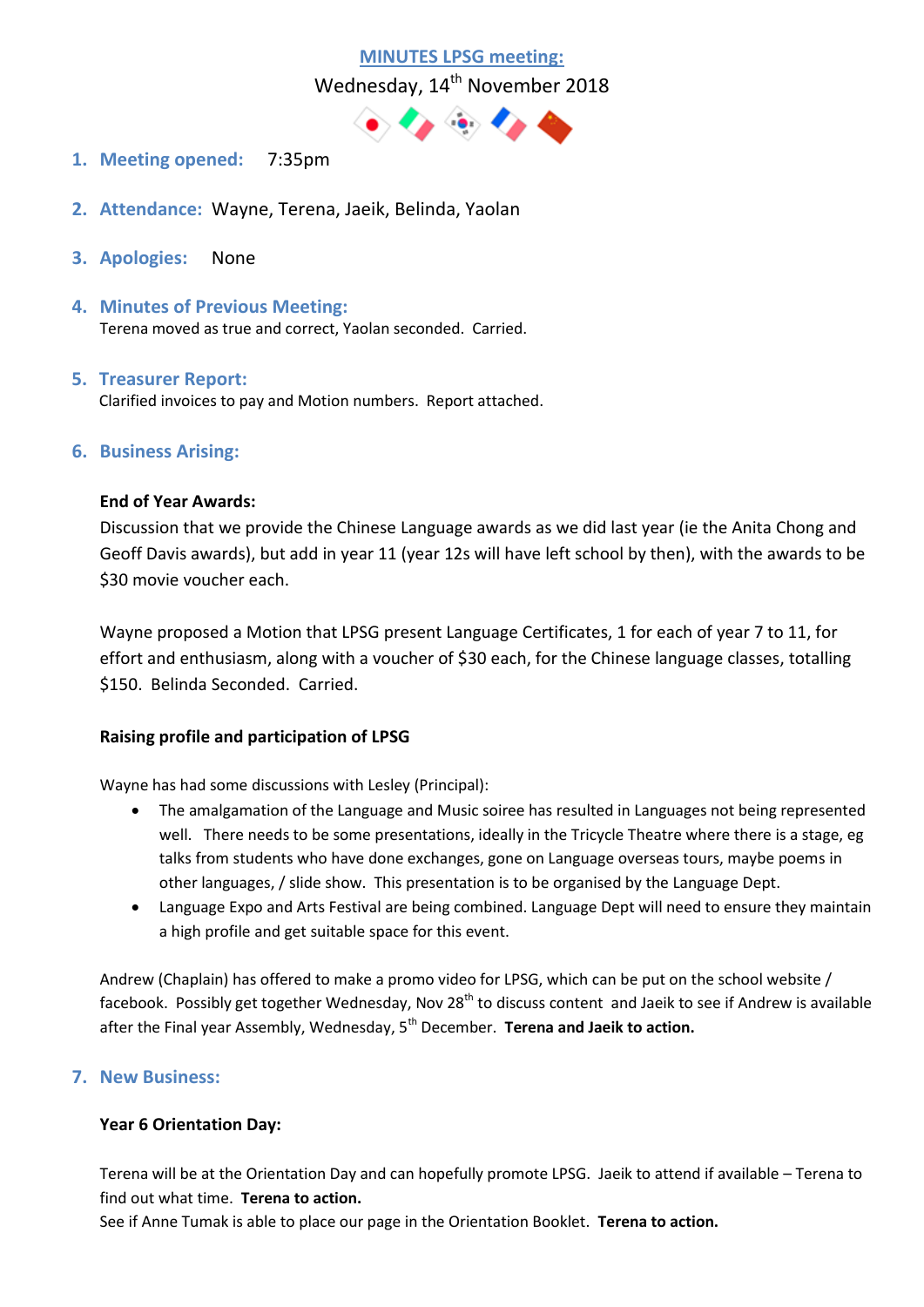# MINUTES LPSG meeting:

Wednesday, 14th November 2018

1. **Meeting opened:** 7:35pm

2. **Attendance:** Wayne, Terena, Jaeik, Belinda, Yaolan

3. **Apologies:** None

4. **Minutes of Previous Meeting:**
   Terena moved as true and correct, Yaolan seconded. Carried.

5. **Treasurer Report:**
   Clarified invoices to pay and Motion numbers. Report attached.

6. **Business Arising:**

**End of Year Awards:**

Discussion that we provide the Chinese Language awards as we did last year (ie the Anita Chong and Geoff Davis awards), but add in year 11 (year 12s will have left school by then), with the awards to be $30 movie voucher each.

Wayne proposed a Motion that LPSG present Language Certificates, 1 for each of year 7 to 11, for effort and enthusiasm, along with a voucher of $30 each, for the Chinese language classes, totalling $150. Belinda Seconded. Carried.

**Raising profile and participation of LPSG**

Wayne has had some discussions with Lesley (Principal):

- The amalgamation of the Language and Music soiree has resulted in Languages not being represented well. There needs to be some presentations, ideally in the Tricycle Theatre where there is a stage, eg talks from students who have done exchanges, gone on Language overseas tours, maybe poems in other languages, / slide show. This presentation is to be organised by the Language Dept.
- Language Expo and Arts Festival are being combined. Language Dept will need to ensure they maintain a high profile and get suitable space for this event.

Andrew (Chaplain) has offered to make a promo video for LPSG, which can be put on the school website / facebook. Possibly get together Wednesday, Nov 28th to discuss content and Jaeik to see if Andrew is available after the Final year Assembly, Wednesday, 5th December. **Terena and Jaeik to action.**

7. **New Business:**

**Year 6 Orientation Day:**

Terena will be at the Orientation Day and can hopefully promote LPSG. Jaeik to attend if available – Terena to find out what time. **Terena to action.**
See if Anne Tumak is able to place our page in the Orientation Booklet. **Terena to action.**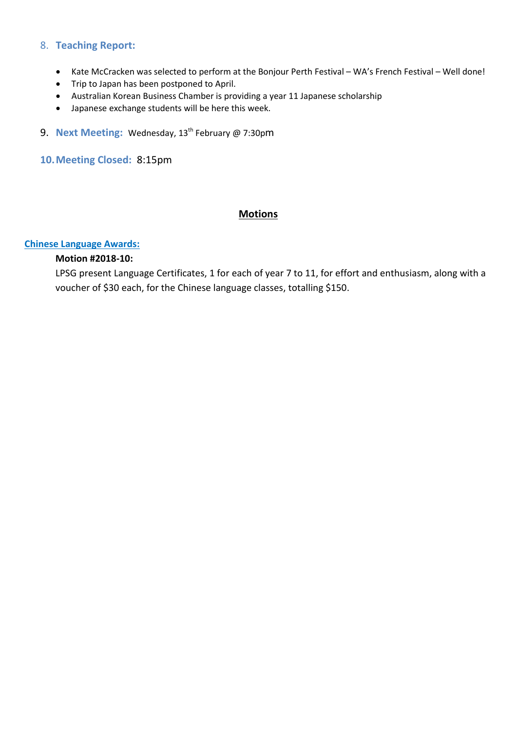## 8. Teaching Report:

- Kate McCracken was selected to perform at the Bonjour Perth Festival – WA's French Festival – Well done!
- Trip to Japan has been postponed to April.
- Australian Korean Business Chamber is providing a year 11 Japanese scholarship
- Japanese exchange students will be here this week.

## 9. Next Meeting: Wednesday, 13th February @ 7:30pm

## 10. Meeting Closed: 8:15pm

## Motions

### Chinese Language Awards:

**Motion #2018-10:**

LPSG present Language Certificates, 1 for each of year 7 to 11, for effort and enthusiasm, along with a voucher of $30 each, for the Chinese language classes, totalling $150.